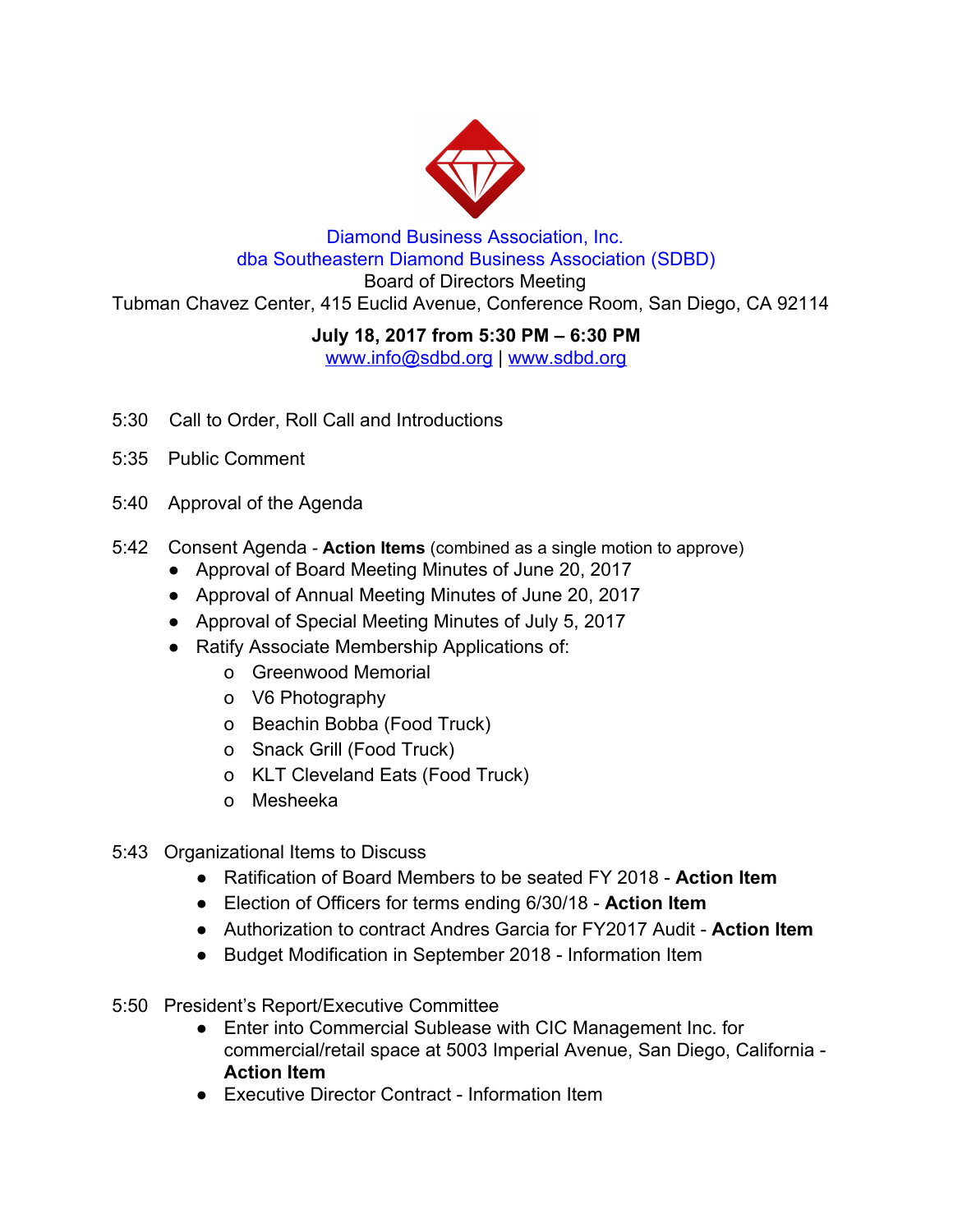Diamond Business Association, Inc.
dba Southeastern Diamond Business Association (SDBD)
Board of Directors Meeting
Tubman Chavez Center, 415 Euclid Avenue, Conference Room, San Diego, CA 92114

**July 18, 2017 from 5:30 PM – 6:30 PM**
www.info@sdbd.org | www.sdbd.org

5:30 Call to Order, Roll Call and Introductions

5:35 Public Comment

5:40 Approval of the Agenda

5:42 Consent Agenda - **Action Items** (combined as a single motion to approve)
- Approval of Board Meeting Minutes of June 20, 2017
- Approval of Annual Meeting Minutes of June 20, 2017
- Approval of Special Meeting Minutes of July 5, 2017
- Ratify Associate Membership Applications of:
  - Greenwood Memorial
  - V6 Photography
  - Beachin Bobba (Food Truck)
  - Snack Grill (Food Truck)
  - KLT Cleveland Eats (Food Truck)
  - Mesheeka

5:43 Organizational Items to Discuss
- Ratification of Board Members to be seated FY 2018 - **Action Item**
- Election of Officers for terms ending 6/30/18 - **Action Item**
- Authorization to contract Andres Garcia for FY2017 Audit - **Action Item**
- Budget Modification in September 2018 - Information Item

5:50 President's Report/Executive Committee
- Enter into Commercial Sublease with CIC Management Inc. for commercial/retail space at 5003 Imperial Avenue, San Diego, California - **Action Item**
- Executive Director Contract - Information Item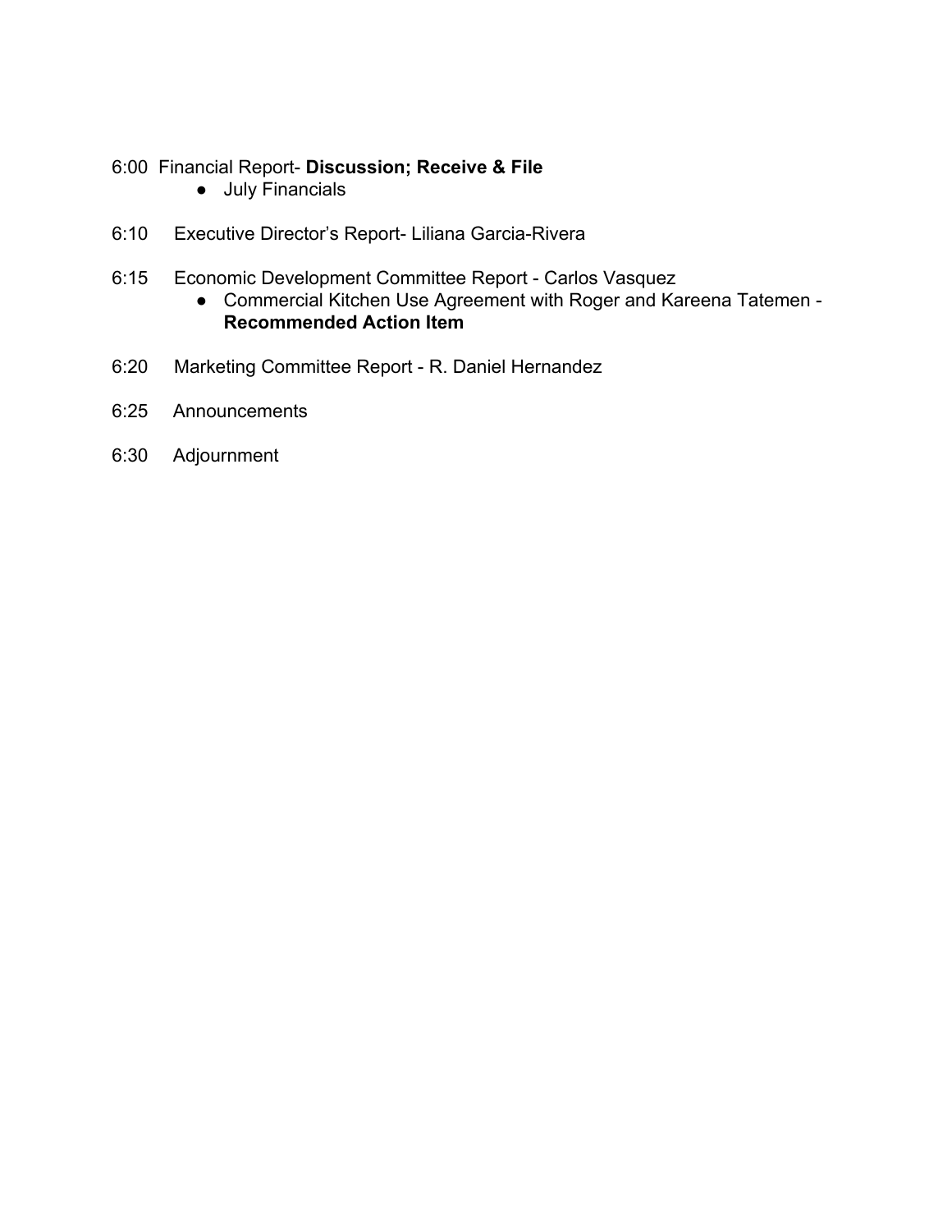6:00  Financial Report- **Discussion; Receive & File**

- July Financials

6:10  Executive Director's Report- Liliana Garcia-Rivera

6:15  Economic Development Committee Report - Carlos Vasquez

- Commercial Kitchen Use Agreement with Roger and Kareena Tatemen - **Recommended Action Item**

6:20  Marketing Committee Report - R. Daniel Hernandez

6:25  Announcements

6:30  Adjournment